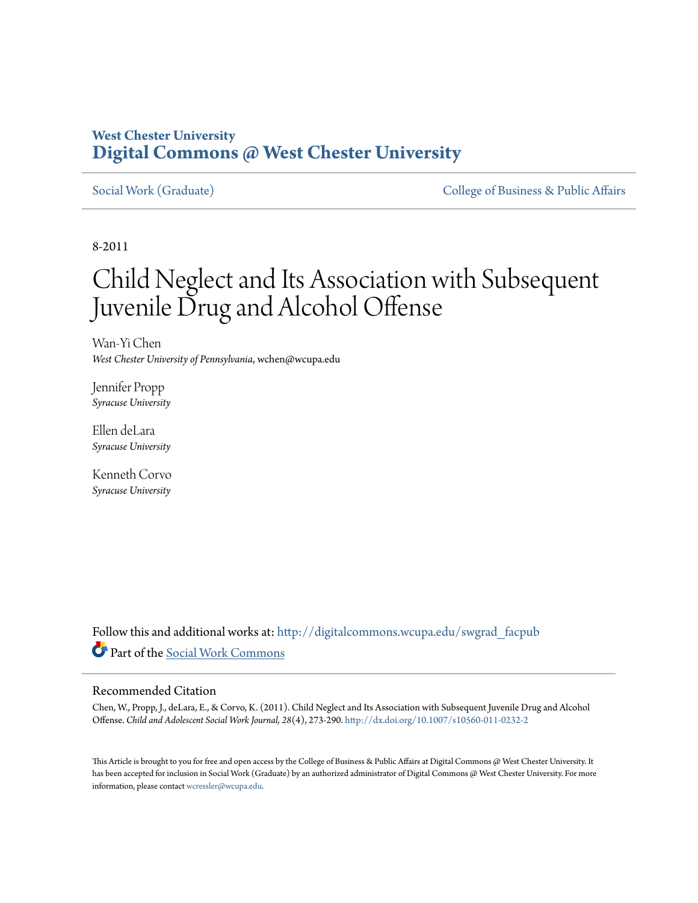**West Chester University**
**Digital Commons @ West Chester University**

Social Work (Graduate) | College of Business & Public Affairs

8-2011

# Child Neglect and Its Association with Subsequent Juvenile Drug and Alcohol Offense

Wan-Yi Chen
*West Chester University of Pennsylvania*, wchen@wcupa.edu

Jennifer Propp
*Syracuse University*

Ellen deLara
*Syracuse University*

Kenneth Corvo
*Syracuse University*

Follow this and additional works at: http://digitalcommons.wcupa.edu/swgrad_facpub

Part of the Social Work Commons

## Recommended Citation

Chen, W., Propp, J., deLara, E., & Corvo, K. (2011). Child Neglect and Its Association with Subsequent Juvenile Drug and Alcohol Offense. *Child and Adolescent Social Work Journal, 28*(4), 273-290. http://dx.doi.org/10.1007/s10560-011-0232-2

This Article is brought to you for free and open access by the College of Business & Public Affairs at Digital Commons @ West Chester University. It has been accepted for inclusion in Social Work (Graduate) by an authorized administrator of Digital Commons @ West Chester University. For more information, please contact wcressler@wcupa.edu.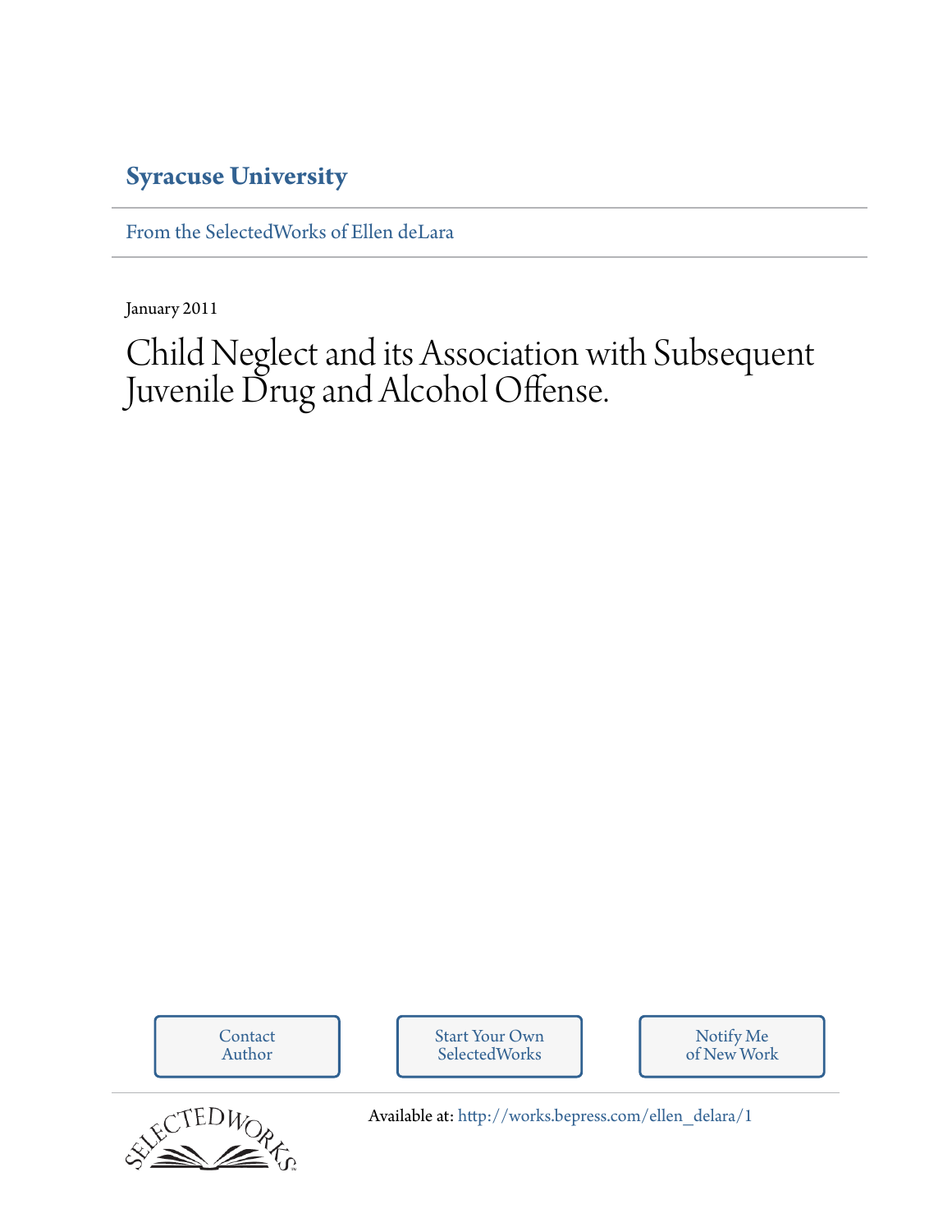**Syracuse University**

From the SelectedWorks of Ellen deLara

January 2011

# Child Neglect and its Association with Subsequent Juvenile Drug and Alcohol Offense.

Contact Author

Start Your Own SelectedWorks

Notify Me of New Work

Available at: http://works.bepress.com/ellen_delara/1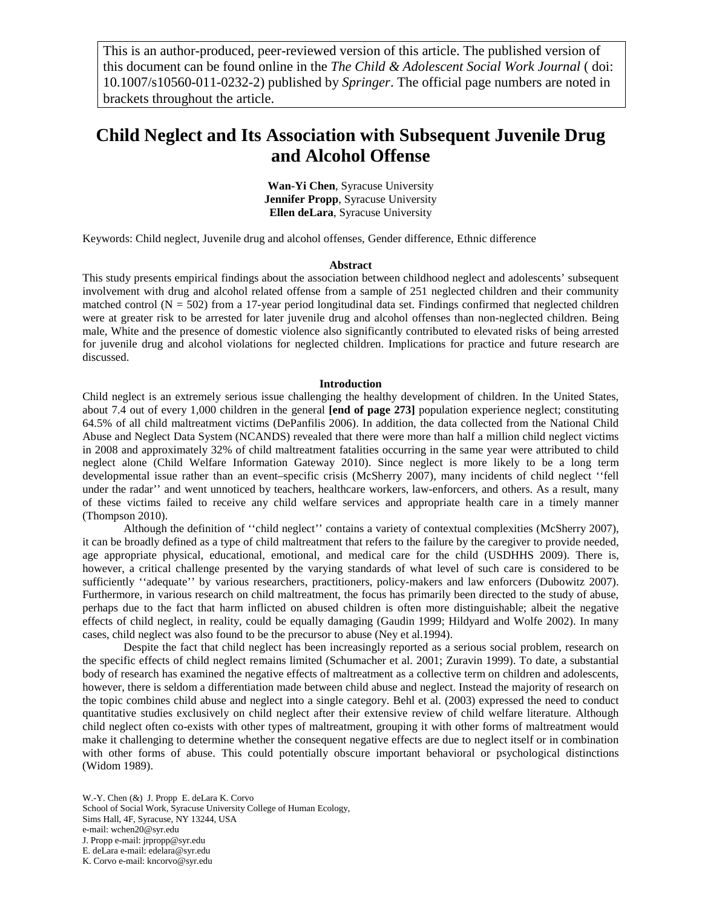This is an author-produced, peer-reviewed version of this article. The published version of this document can be found online in the *The Child & Adolescent Social Work Journal* ( doi: 10.1007/s10560-011-0232-2) published by *Springer*. The official page numbers are noted in brackets throughout the article.

# Child Neglect and Its Association with Subsequent Juvenile Drug and Alcohol Offense

**Wan-Yi Chen**, Syracuse University
**Jennifer Propp**, Syracuse University
**Ellen deLara**, Syracuse University

Keywords: Child neglect, Juvenile drug and alcohol offenses, Gender difference, Ethnic difference

## Abstract

This study presents empirical findings about the association between childhood neglect and adolescents' subsequent involvement with drug and alcohol related offense from a sample of 251 neglected children and their community matched control (N = 502) from a 17-year period longitudinal data set. Findings confirmed that neglected children were at greater risk to be arrested for later juvenile drug and alcohol offenses than non-neglected children. Being male, White and the presence of domestic violence also significantly contributed to elevated risks of being arrested for juvenile drug and alcohol violations for neglected children. Implications for practice and future research are discussed.

## Introduction

Child neglect is an extremely serious issue challenging the healthy development of children. In the United States, about 7.4 out of every 1,000 children in the general **[end of page 273]** population experience neglect; constituting 64.5% of all child maltreatment victims (DePanfilis 2006). In addition, the data collected from the National Child Abuse and Neglect Data System (NCANDS) revealed that there were more than half a million child neglect victims in 2008 and approximately 32% of child maltreatment fatalities occurring in the same year were attributed to child neglect alone (Child Welfare Information Gateway 2010). Since neglect is more likely to be a long term developmental issue rather than an event–specific crisis (McSherry 2007), many incidents of child neglect ''fell under the radar'' and went unnoticed by teachers, healthcare workers, law-enforcers, and others. As a result, many of these victims failed to receive any child welfare services and appropriate health care in a timely manner (Thompson 2010).

Although the definition of ''child neglect'' contains a variety of contextual complexities (McSherry 2007), it can be broadly defined as a type of child maltreatment that refers to the failure by the caregiver to provide needed, age appropriate physical, educational, emotional, and medical care for the child (USDHHS 2009). There is, however, a critical challenge presented by the varying standards of what level of such care is considered to be sufficiently ''adequate'' by various researchers, practitioners, policy-makers and law enforcers (Dubowitz 2007). Furthermore, in various research on child maltreatment, the focus has primarily been directed to the study of abuse, perhaps due to the fact that harm inflicted on abused children is often more distinguishable; albeit the negative effects of child neglect, in reality, could be equally damaging (Gaudin 1999; Hildyard and Wolfe 2002). In many cases, child neglect was also found to be the precursor to abuse (Ney et al.1994).

Despite the fact that child neglect has been increasingly reported as a serious social problem, research on the specific effects of child neglect remains limited (Schumacher et al. 2001; Zuravin 1999). To date, a substantial body of research has examined the negative effects of maltreatment as a collective term on children and adolescents, however, there is seldom a differentiation made between child abuse and neglect. Instead the majority of research on the topic combines child abuse and neglect into a single category. Behl et al. (2003) expressed the need to conduct quantitative studies exclusively on child neglect after their extensive review of child welfare literature. Although child neglect often co-exists with other types of maltreatment, grouping it with other forms of maltreatment would make it challenging to determine whether the consequent negative effects are due to neglect itself or in combination with other forms of abuse. This could potentially obscure important behavioral or psychological distinctions (Widom 1989).

W.-Y. Chen (&) J. Propp E. deLara K. Corvo
School of Social Work, Syracuse University College of Human Ecology,
Sims Hall, 4F, Syracuse, NY 13244, USA
e-mail: wchen20@syr.edu
J. Propp e-mail: jrpropp@syr.edu
E. deLara e-mail: edelara@syr.edu
K. Corvo e-mail: kncorvo@syr.edu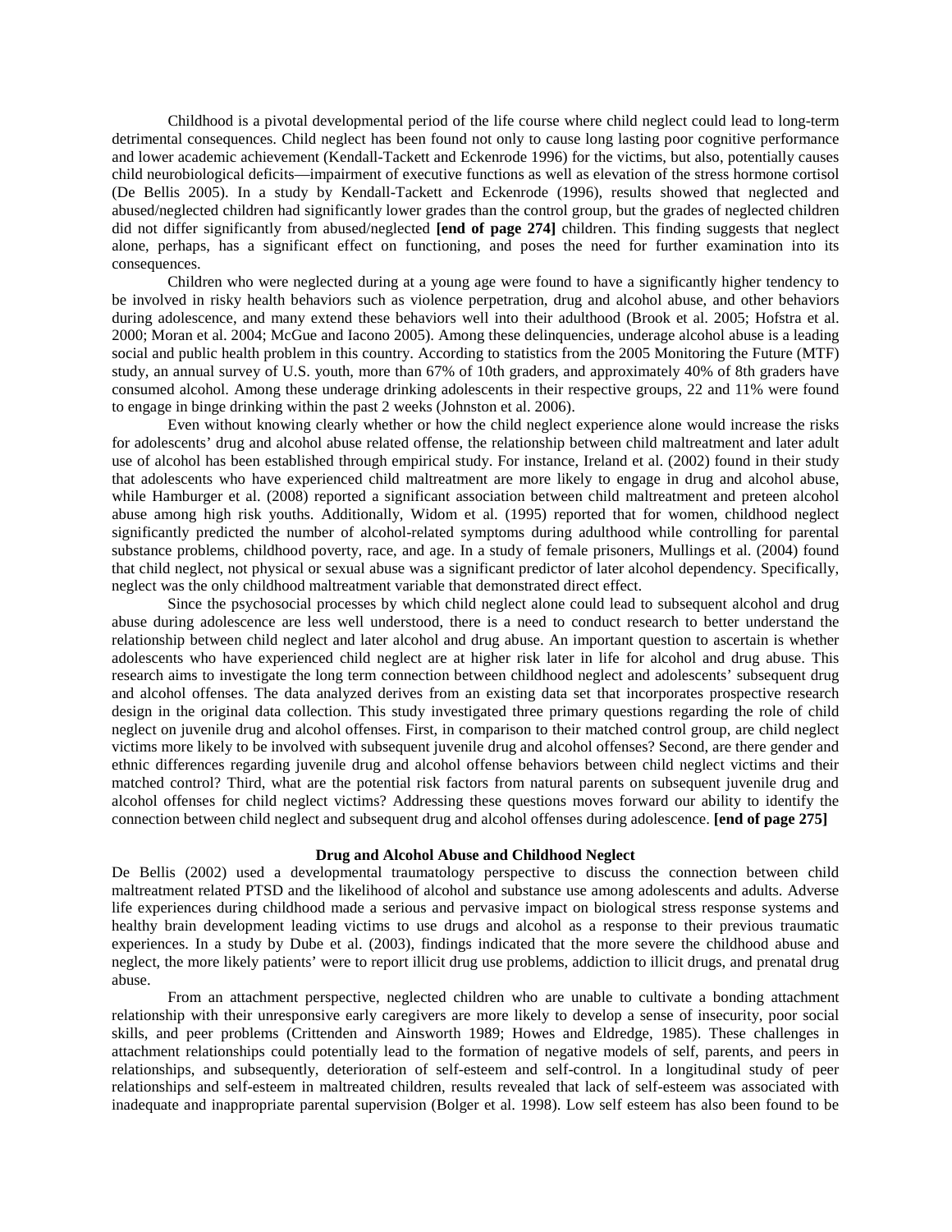Childhood is a pivotal developmental period of the life course where child neglect could lead to long-term detrimental consequences. Child neglect has been found not only to cause long lasting poor cognitive performance and lower academic achievement (Kendall-Tackett and Eckenrode 1996) for the victims, but also, potentially causes child neurobiological deficits—impairment of executive functions as well as elevation of the stress hormone cortisol (De Bellis 2005). In a study by Kendall-Tackett and Eckenrode (1996), results showed that neglected and abused/neglected children had significantly lower grades than the control group, but the grades of neglected children did not differ significantly from abused/neglected **[end of page 274]** children. This finding suggests that neglect alone, perhaps, has a significant effect on functioning, and poses the need for further examination into its consequences.

Children who were neglected during at a young age were found to have a significantly higher tendency to be involved in risky health behaviors such as violence perpetration, drug and alcohol abuse, and other behaviors during adolescence, and many extend these behaviors well into their adulthood (Brook et al. 2005; Hofstra et al. 2000; Moran et al. 2004; McGue and Iacono 2005). Among these delinquencies, underage alcohol abuse is a leading social and public health problem in this country. According to statistics from the 2005 Monitoring the Future (MTF) study, an annual survey of U.S. youth, more than 67% of 10th graders, and approximately 40% of 8th graders have consumed alcohol. Among these underage drinking adolescents in their respective groups, 22 and 11% were found to engage in binge drinking within the past 2 weeks (Johnston et al. 2006).

Even without knowing clearly whether or how the child neglect experience alone would increase the risks for adolescents' drug and alcohol abuse related offense, the relationship between child maltreatment and later adult use of alcohol has been established through empirical study. For instance, Ireland et al. (2002) found in their study that adolescents who have experienced child maltreatment are more likely to engage in drug and alcohol abuse, while Hamburger et al. (2008) reported a significant association between child maltreatment and preteen alcohol abuse among high risk youths. Additionally, Widom et al. (1995) reported that for women, childhood neglect significantly predicted the number of alcohol-related symptoms during adulthood while controlling for parental substance problems, childhood poverty, race, and age. In a study of female prisoners, Mullings et al. (2004) found that child neglect, not physical or sexual abuse was a significant predictor of later alcohol dependency. Specifically, neglect was the only childhood maltreatment variable that demonstrated direct effect.

Since the psychosocial processes by which child neglect alone could lead to subsequent alcohol and drug abuse during adolescence are less well understood, there is a need to conduct research to better understand the relationship between child neglect and later alcohol and drug abuse. An important question to ascertain is whether adolescents who have experienced child neglect are at higher risk later in life for alcohol and drug abuse. This research aims to investigate the long term connection between childhood neglect and adolescents' subsequent drug and alcohol offenses. The data analyzed derives from an existing data set that incorporates prospective research design in the original data collection. This study investigated three primary questions regarding the role of child neglect on juvenile drug and alcohol offenses. First, in comparison to their matched control group, are child neglect victims more likely to be involved with subsequent juvenile drug and alcohol offenses? Second, are there gender and ethnic differences regarding juvenile drug and alcohol offense behaviors between child neglect victims and their matched control? Third, what are the potential risk factors from natural parents on subsequent juvenile drug and alcohol offenses for child neglect victims? Addressing these questions moves forward our ability to identify the connection between child neglect and subsequent drug and alcohol offenses during adolescence. **[end of page 275]**

## Drug and Alcohol Abuse and Childhood Neglect

De Bellis (2002) used a developmental traumatology perspective to discuss the connection between child maltreatment related PTSD and the likelihood of alcohol and substance use among adolescents and adults. Adverse life experiences during childhood made a serious and pervasive impact on biological stress response systems and healthy brain development leading victims to use drugs and alcohol as a response to their previous traumatic experiences. In a study by Dube et al. (2003), findings indicated that the more severe the childhood abuse and neglect, the more likely patients' were to report illicit drug use problems, addiction to illicit drugs, and prenatal drug abuse.

From an attachment perspective, neglected children who are unable to cultivate a bonding attachment relationship with their unresponsive early caregivers are more likely to develop a sense of insecurity, poor social skills, and peer problems (Crittenden and Ainsworth 1989; Howes and Eldredge, 1985). These challenges in attachment relationships could potentially lead to the formation of negative models of self, parents, and peers in relationships, and subsequently, deterioration of self-esteem and self-control. In a longitudinal study of peer relationships and self-esteem in maltreated children, results revealed that lack of self-esteem was associated with inadequate and inappropriate parental supervision (Bolger et al. 1998). Low self esteem has also been found to be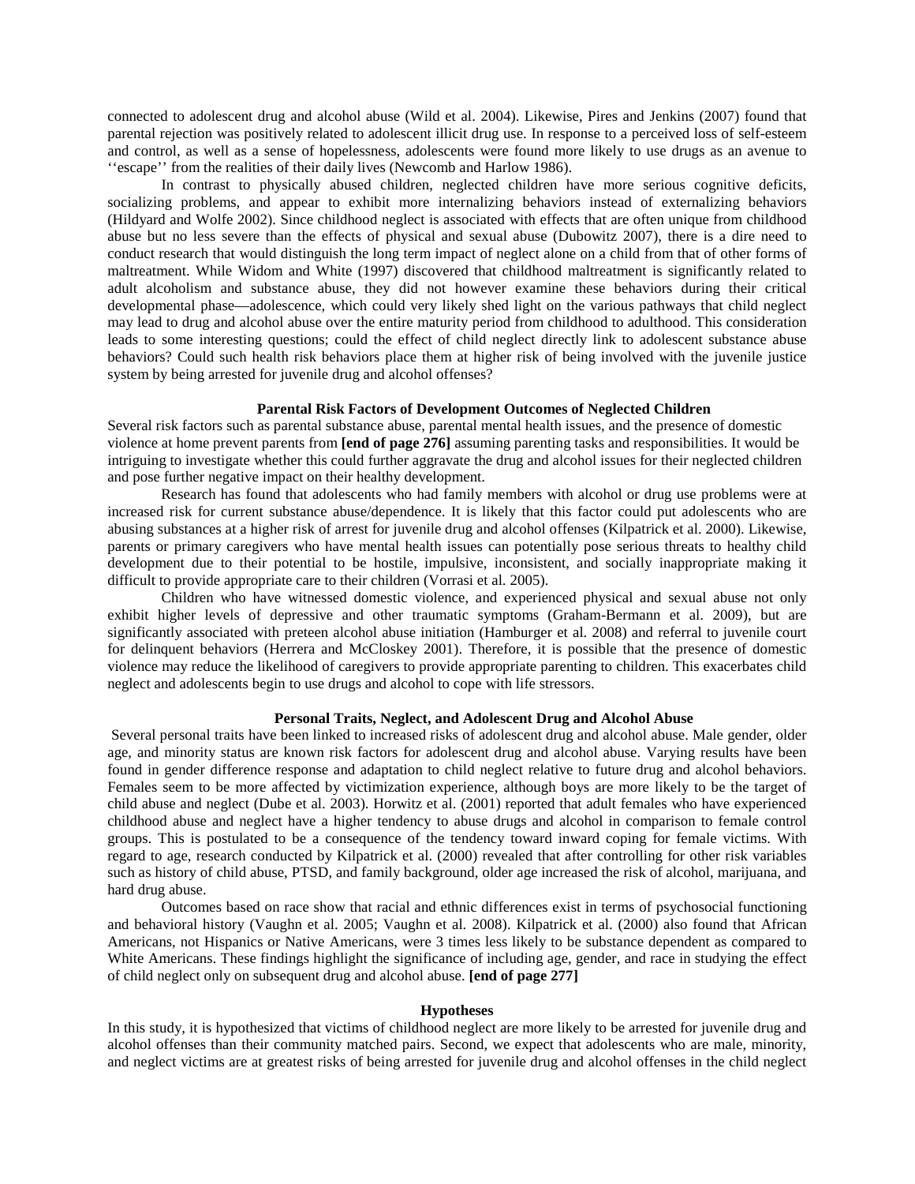connected to adolescent drug and alcohol abuse (Wild et al. 2004). Likewise, Pires and Jenkins (2007) found that parental rejection was positively related to adolescent illicit drug use. In response to a perceived loss of self-esteem and control, as well as a sense of hopelessness, adolescents were found more likely to use drugs as an avenue to ''escape'' from the realities of their daily lives (Newcomb and Harlow 1986).

In contrast to physically abused children, neglected children have more serious cognitive deficits, socializing problems, and appear to exhibit more internalizing behaviors instead of externalizing behaviors (Hildyard and Wolfe 2002). Since childhood neglect is associated with effects that are often unique from childhood abuse but no less severe than the effects of physical and sexual abuse (Dubowitz 2007), there is a dire need to conduct research that would distinguish the long term impact of neglect alone on a child from that of other forms of maltreatment. While Widom and White (1997) discovered that childhood maltreatment is significantly related to adult alcoholism and substance abuse, they did not however examine these behaviors during their critical developmental phase—adolescence, which could very likely shed light on the various pathways that child neglect may lead to drug and alcohol abuse over the entire maturity period from childhood to adulthood. This consideration leads to some interesting questions; could the effect of child neglect directly link to adolescent substance abuse behaviors? Could such health risk behaviors place them at higher risk of being involved with the juvenile justice system by being arrested for juvenile drug and alcohol offenses?

### Parental Risk Factors of Development Outcomes of Neglected Children

Several risk factors such as parental substance abuse, parental mental health issues, and the presence of domestic violence at home prevent parents from **[end of page 276]** assuming parenting tasks and responsibilities. It would be intriguing to investigate whether this could further aggravate the drug and alcohol issues for their neglected children and pose further negative impact on their healthy development.

Research has found that adolescents who had family members with alcohol or drug use problems were at increased risk for current substance abuse/dependence. It is likely that this factor could put adolescents who are abusing substances at a higher risk of arrest for juvenile drug and alcohol offenses (Kilpatrick et al. 2000). Likewise, parents or primary caregivers who have mental health issues can potentially pose serious threats to healthy child development due to their potential to be hostile, impulsive, inconsistent, and socially inappropriate making it difficult to provide appropriate care to their children (Vorrasi et al. 2005).

Children who have witnessed domestic violence, and experienced physical and sexual abuse not only exhibit higher levels of depressive and other traumatic symptoms (Graham-Bermann et al. 2009), but are significantly associated with preteen alcohol abuse initiation (Hamburger et al. 2008) and referral to juvenile court for delinquent behaviors (Herrera and McCloskey 2001). Therefore, it is possible that the presence of domestic violence may reduce the likelihood of caregivers to provide appropriate parenting to children. This exacerbates child neglect and adolescents begin to use drugs and alcohol to cope with life stressors.

### Personal Traits, Neglect, and Adolescent Drug and Alcohol Abuse

Several personal traits have been linked to increased risks of adolescent drug and alcohol abuse. Male gender, older age, and minority status are known risk factors for adolescent drug and alcohol abuse. Varying results have been found in gender difference response and adaptation to child neglect relative to future drug and alcohol behaviors. Females seem to be more affected by victimization experience, although boys are more likely to be the target of child abuse and neglect (Dube et al. 2003). Horwitz et al. (2001) reported that adult females who have experienced childhood abuse and neglect have a higher tendency to abuse drugs and alcohol in comparison to female control groups. This is postulated to be a consequence of the tendency toward inward coping for female victims. With regard to age, research conducted by Kilpatrick et al. (2000) revealed that after controlling for other risk variables such as history of child abuse, PTSD, and family background, older age increased the risk of alcohol, marijuana, and hard drug abuse.

Outcomes based on race show that racial and ethnic differences exist in terms of psychosocial functioning and behavioral history (Vaughn et al. 2005; Vaughn et al. 2008). Kilpatrick et al. (2000) also found that African Americans, not Hispanics or Native Americans, were 3 times less likely to be substance dependent as compared to White Americans. These findings highlight the significance of including age, gender, and race in studying the effect of child neglect only on subsequent drug and alcohol abuse. **[end of page 277]**

### Hypotheses

In this study, it is hypothesized that victims of childhood neglect are more likely to be arrested for juvenile drug and alcohol offenses than their community matched pairs. Second, we expect that adolescents who are male, minority, and neglect victims are at greatest risks of being arrested for juvenile drug and alcohol offenses in the child neglect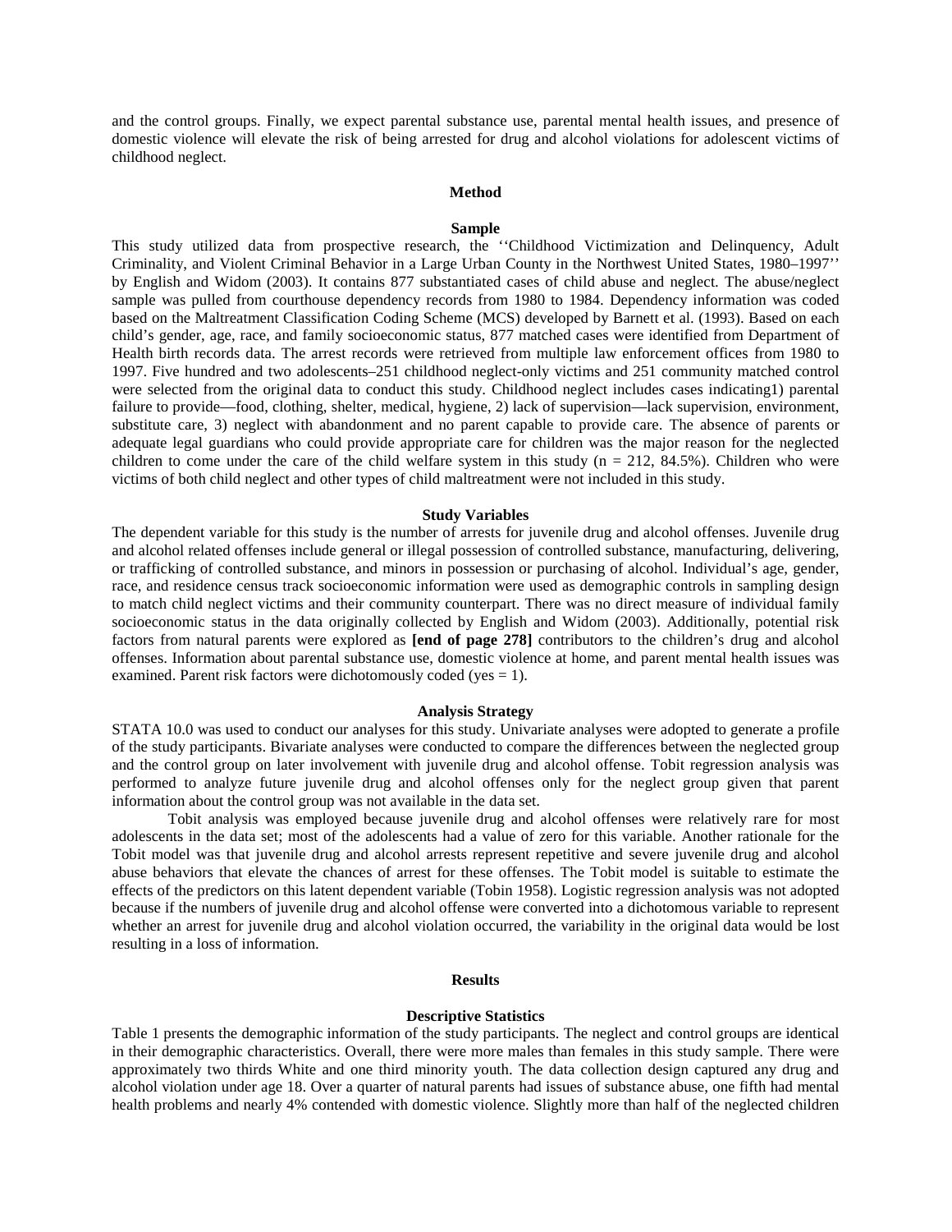and the control groups. Finally, we expect parental substance use, parental mental health issues, and presence of domestic violence will elevate the risk of being arrested for drug and alcohol violations for adolescent victims of childhood neglect.

## Method

### Sample

This study utilized data from prospective research, the ''Childhood Victimization and Delinquency, Adult Criminality, and Violent Criminal Behavior in a Large Urban County in the Northwest United States, 1980–1997'' by English and Widom (2003). It contains 877 substantiated cases of child abuse and neglect. The abuse/neglect sample was pulled from courthouse dependency records from 1980 to 1984. Dependency information was coded based on the Maltreatment Classification Coding Scheme (MCS) developed by Barnett et al. (1993). Based on each child's gender, age, race, and family socioeconomic status, 877 matched cases were identified from Department of Health birth records data. The arrest records were retrieved from multiple law enforcement offices from 1980 to 1997. Five hundred and two adolescents–251 childhood neglect-only victims and 251 community matched control were selected from the original data to conduct this study. Childhood neglect includes cases indicating1) parental failure to provide—food, clothing, shelter, medical, hygiene, 2) lack of supervision—lack supervision, environment, substitute care, 3) neglect with abandonment and no parent capable to provide care. The absence of parents or adequate legal guardians who could provide appropriate care for children was the major reason for the neglected children to come under the care of the child welfare system in this study ($n = 212$, 84.5%). Children who were victims of both child neglect and other types of child maltreatment were not included in this study.

### Study Variables

The dependent variable for this study is the number of arrests for juvenile drug and alcohol offenses. Juvenile drug and alcohol related offenses include general or illegal possession of controlled substance, manufacturing, delivering, or trafficking of controlled substance, and minors in possession or purchasing of alcohol. Individual's age, gender, race, and residence census track socioeconomic information were used as demographic controls in sampling design to match child neglect victims and their community counterpart. There was no direct measure of individual family socioeconomic status in the data originally collected by English and Widom (2003). Additionally, potential risk factors from natural parents were explored as **[end of page 278]** contributors to the children's drug and alcohol offenses. Information about parental substance use, domestic violence at home, and parent mental health issues was examined. Parent risk factors were dichotomously coded (yes = 1).

### Analysis Strategy

STATA 10.0 was used to conduct our analyses for this study. Univariate analyses were adopted to generate a profile of the study participants. Bivariate analyses were conducted to compare the differences between the neglected group and the control group on later involvement with juvenile drug and alcohol offense. Tobit regression analysis was performed to analyze future juvenile drug and alcohol offenses only for the neglect group given that parent information about the control group was not available in the data set.

Tobit analysis was employed because juvenile drug and alcohol offenses were relatively rare for most adolescents in the data set; most of the adolescents had a value of zero for this variable. Another rationale for the Tobit model was that juvenile drug and alcohol arrests represent repetitive and severe juvenile drug and alcohol abuse behaviors that elevate the chances of arrest for these offenses. The Tobit model is suitable to estimate the effects of the predictors on this latent dependent variable (Tobin 1958). Logistic regression analysis was not adopted because if the numbers of juvenile drug and alcohol offense were converted into a dichotomous variable to represent whether an arrest for juvenile drug and alcohol violation occurred, the variability in the original data would be lost resulting in a loss of information.

## Results

### Descriptive Statistics

Table 1 presents the demographic information of the study participants. The neglect and control groups are identical in their demographic characteristics. Overall, there were more males than females in this study sample. There were approximately two thirds White and one third minority youth. The data collection design captured any drug and alcohol violation under age 18. Over a quarter of natural parents had issues of substance abuse, one fifth had mental health problems and nearly 4% contended with domestic violence. Slightly more than half of the neglected children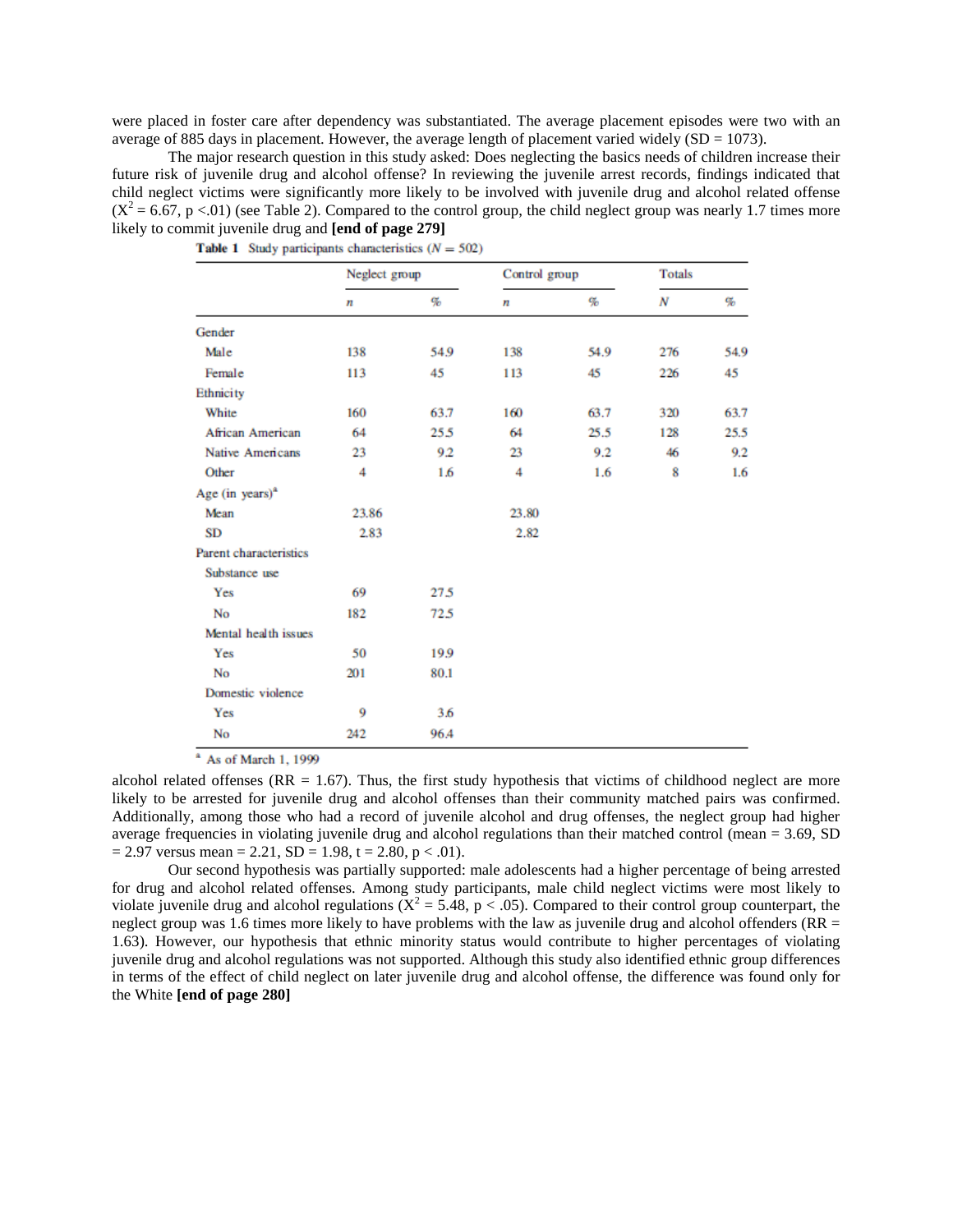were placed in foster care after dependency was substantiated. The average placement episodes were two with an average of 885 days in placement. However, the average length of placement varied widely (SD = 1073).

The major research question in this study asked: Does neglecting the basics needs of children increase their future risk of juvenile drug and alcohol offense? In reviewing the juvenile arrest records, findings indicated that child neglect victims were significantly more likely to be involved with juvenile drug and alcohol related offense ($X^2 = 6.67$, $p < .01$) (see Table 2). Compared to the control group, the child neglect group was nearly 1.7 times more likely to commit juvenile drug and **[end of page 279]**

**Table 1** Study participants characteristics ($N = 502$)

| | Neglect group | | Control group | | Totals | |
|---|---|---|---|---|---|---|
| | *n* | % | *n* | % | *N* | % |
| Gender | | | | | | |
| Male | 138 | 54.9 | 138 | 54.9 | 276 | 54.9 |
| Female | 113 | 45 | 113 | 45 | 226 | 45 |
| Ethnicity | | | | | | |
| White | 160 | 63.7 | 160 | 63.7 | 320 | 63.7 |
| African American | 64 | 25.5 | 64 | 25.5 | 128 | 25.5 |
| Native Americans | 23 | 9.2 | 23 | 9.2 | 46 | 9.2 |
| Other | 4 | 1.6 | 4 | 1.6 | 8 | 1.6 |
| Age (in years)[a] | | | | | | |
| Mean | 23.86 | | 23.80 | | | |
| SD | 2.83 | | 2.82 | | | |
| Parent characteristics | | | | | | |
| Substance use | | | | | | |
| Yes | 69 | 27.5 | | | | |
| No | 182 | 72.5 | | | | |
| Mental health issues | | | | | | |
| Yes | 50 | 19.9 | | | | |
| No | 201 | 80.1 | | | | |
| Domestic violence | | | | | | |
| Yes | 9 | 3.6 | | | | |
| No | 242 | 96.4 | | | | |

[a] As of March 1, 1999

alcohol related offenses (RR = 1.67). Thus, the first study hypothesis that victims of childhood neglect are more likely to be arrested for juvenile drug and alcohol offenses than their community matched pairs was confirmed. Additionally, among those who had a record of juvenile alcohol and drug offenses, the neglect group had higher average frequencies in violating juvenile drug and alcohol regulations than their matched control (mean = 3.69, SD = 2.97 versus mean = 2.21, SD = 1.98, $t = 2.80$, $p < .01$).

Our second hypothesis was partially supported: male adolescents had a higher percentage of being arrested for drug and alcohol related offenses. Among study participants, male child neglect victims were most likely to violate juvenile drug and alcohol regulations ($X^2 = 5.48$, $p < .05$). Compared to their control group counterpart, the neglect group was 1.6 times more likely to have problems with the law as juvenile drug and alcohol offenders (RR = 1.63). However, our hypothesis that ethnic minority status would contribute to higher percentages of violating juvenile drug and alcohol regulations was not supported. Although this study also identified ethnic group differences in terms of the effect of child neglect on later juvenile drug and alcohol offense, the difference was found only for the White **[end of page 280]**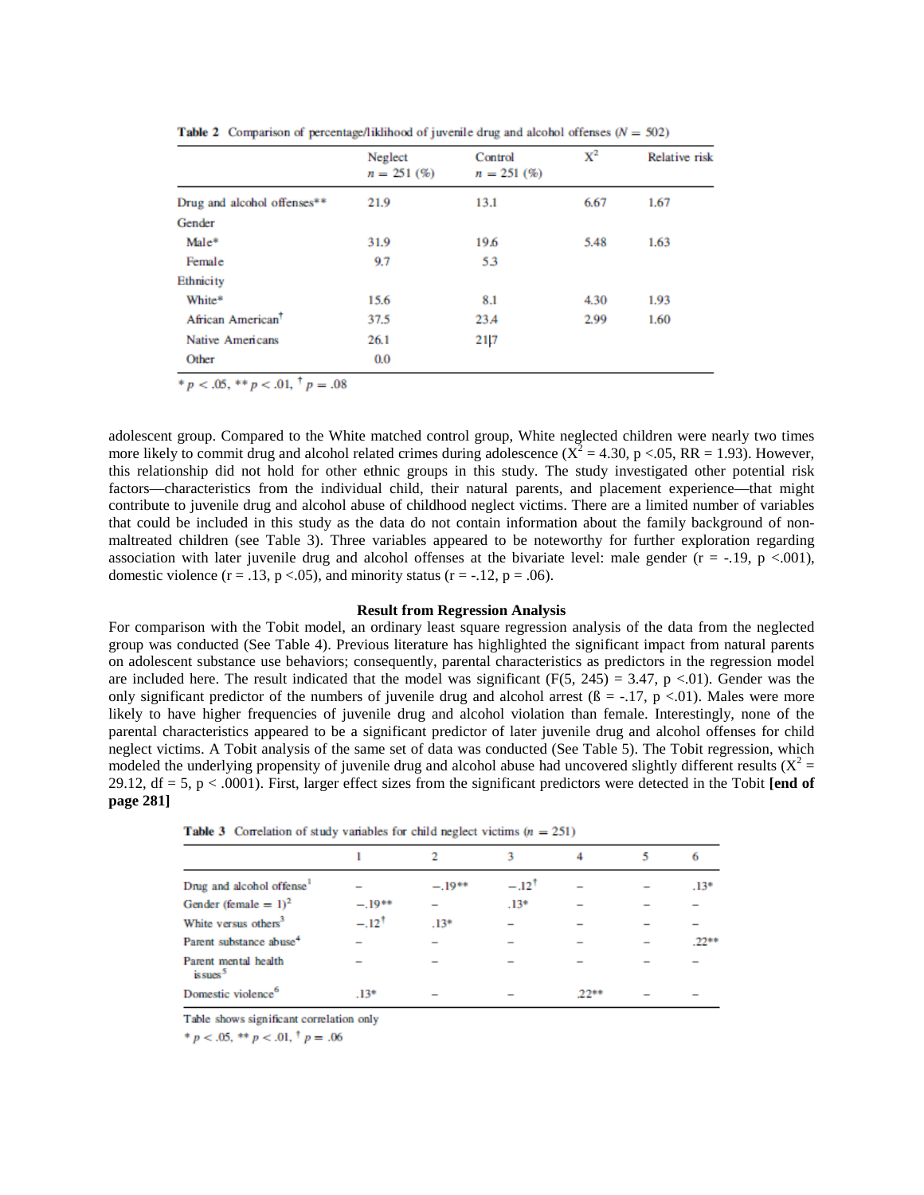**Table 2** Comparison of percentage/liklihood of juvenile drug and alcohol offenses ($N = 502$)

| | Neglect $n = 251$ (%) | Control $n = 251$ (%) | $X^2$ | Relative risk |
|---|---|---|---|---|
| Drug and alcohol offenses** | 21.9 | 13.1 | 6.67 | 1.67 |
| Gender | | | | |
| Male* | 31.9 | 19.6 | 5.48 | 1.63 |
| Female | 9.7 | 5.3 | | |
| Ethnicity | | | | |
| White* | 15.6 | 8.1 | 4.30 | 1.93 |
| African American† | 37.5 | 23.4 | 2.99 | 1.60 |
| Native Americans | 26.1 | 21.7 | | |
| Other | 0.0 | | | |

* $p < .05$, ** $p < .01$, † $p = .08$

adolescent group. Compared to the White matched control group, White neglected children were nearly two times more likely to commit drug and alcohol related crimes during adolescence ($X^2 = 4.30$, $p < .05$, RR = 1.93). However, this relationship did not hold for other ethnic groups in this study. The study investigated other potential risk factors—characteristics from the individual child, their natural parents, and placement experience—that might contribute to juvenile drug and alcohol abuse of childhood neglect victims. There are a limited number of variables that could be included in this study as the data do not contain information about the family background of non-maltreated children (see Table 3). Three variables appeared to be noteworthy for further exploration regarding association with later juvenile drug and alcohol offenses at the bivariate level: male gender ($r = -.19$, $p < .001$), domestic violence ($r = .13$, $p < .05$), and minority status ($r = -.12$, $p = .06$).

**Result from Regression Analysis**

For comparison with the Tobit model, an ordinary least square regression analysis of the data from the neglected group was conducted (See Table 4). Previous literature has highlighted the significant impact from natural parents on adolescent substance use behaviors; consequently, parental characteristics as predictors in the regression model are included here. The result indicated that the model was significant ($F(5, 245) = 3.47$, $p < .01$). Gender was the only significant predictor of the numbers of juvenile drug and alcohol arrest ($ß = -.17$, $p < .01$). Males were more likely to have higher frequencies of juvenile drug and alcohol violation than female. Interestingly, none of the parental characteristics appeared to be a significant predictor of later juvenile drug and alcohol offenses for child neglect victims. A Tobit analysis of the same set of data was conducted (See Table 5). The Tobit regression, which modeled the underlying propensity of juvenile drug and alcohol abuse had uncovered slightly different results ($X^2 = 29.12$, df = 5, $p < .0001$). First, larger effect sizes from the significant predictors were detected in the Tobit **[end of page 281]**

**Table 3** Correlation of study variables for child neglect victims ($n = 251$)

| | 1 | 2 | 3 | 4 | 5 | 6 |
|---|---|---|---|---|---|---|
| Drug and alcohol offense[1] | – | −.19** | −.12† | – | – | .13* |
| Gender (female = 1)[2] | −.19** | – | .13* | – | – | – |
| White versus others[3] | −.12† | .13* | – | – | – | – |
| Parent substance abuse[4] | – | – | – | – | – | .22** |
| Parent mental health issues[5] | – | – | – | – | – | – |
| Domestic violence[6] | .13* | – | – | .22** | – | – |

Table shows significant correlation only

* $p < .05$, ** $p < .01$, † $p = .06$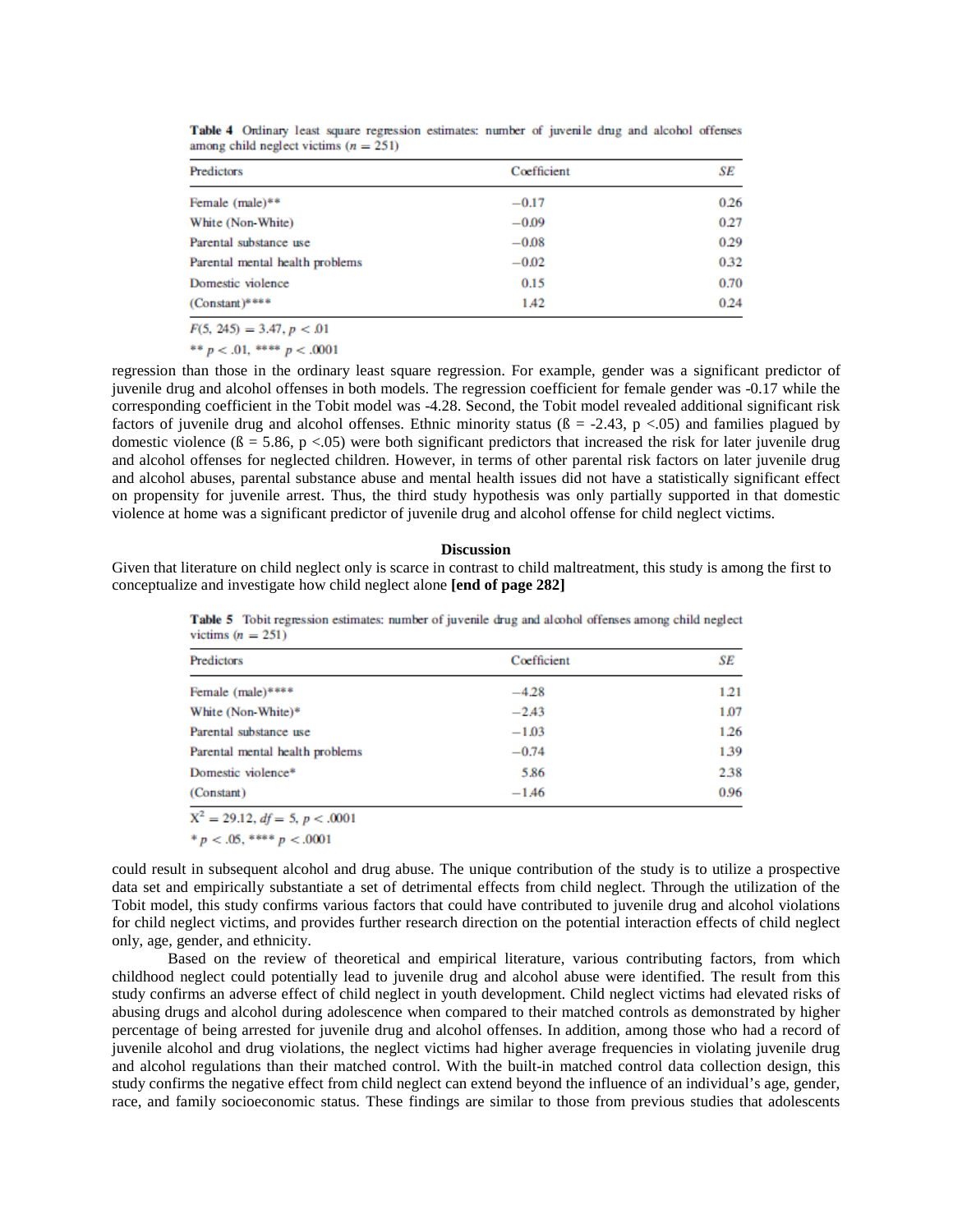**Table 4** Ordinary least square regression estimates: number of juvenile drug and alcohol offenses among child neglect victims ($n = 251$)

| Predictors | Coefficient | *SE* |
|---|---|---|
| Female (male)** | −0.17 | 0.26 |
| White (Non-White) | −0.09 | 0.27 |
| Parental substance use | −0.08 | 0.29 |
| Parental mental health problems | −0.02 | 0.32 |
| Domestic violence | 0.15 | 0.70 |
| (Constant)**** | 1.42 | 0.24 |

$F(5, 245) = 3.47, p < .01$

** $p < .01$, **** $p < .0001$

regression than those in the ordinary least square regression. For example, gender was a significant predictor of juvenile drug and alcohol offenses in both models. The regression coefficient for female gender was -0.17 while the corresponding coefficient in the Tobit model was -4.28. Second, the Tobit model revealed additional significant risk factors of juvenile drug and alcohol offenses. Ethnic minority status (ß = -2.43, p <.05) and families plagued by domestic violence (ß = 5.86, p <.05) were both significant predictors that increased the risk for later juvenile drug and alcohol offenses for neglected children. However, in terms of other parental risk factors on later juvenile drug and alcohol abuses, parental substance abuse and mental health issues did not have a statistically significant effect on propensity for juvenile arrest. Thus, the third study hypothesis was only partially supported in that domestic violence at home was a significant predictor of juvenile drug and alcohol offense for child neglect victims.

## Discussion

Given that literature on child neglect only is scarce in contrast to child maltreatment, this study is among the first to conceptualize and investigate how child neglect alone **[end of page 282]**

**Table 5** Tobit regression estimates: number of juvenile drug and alcohol offenses among child neglect victims ($n = 251$)

| Predictors | Coefficient | *SE* |
|---|---|---|
| Female (male)**** | −4.28 | 1.21 |
| White (Non-White)* | −2.43 | 1.07 |
| Parental substance use | −1.03 | 1.26 |
| Parental mental health problems | −0.74 | 1.39 |
| Domestic violence* | 5.86 | 2.38 |
| (Constant) | −1.46 | 0.96 |

$X^2 = 29.12, df = 5, p < .0001$

* $p < .05$, **** $p < .0001$

could result in subsequent alcohol and drug abuse. The unique contribution of the study is to utilize a prospective data set and empirically substantiate a set of detrimental effects from child neglect. Through the utilization of the Tobit model, this study confirms various factors that could have contributed to juvenile drug and alcohol violations for child neglect victims, and provides further research direction on the potential interaction effects of child neglect only, age, gender, and ethnicity.

Based on the review of theoretical and empirical literature, various contributing factors, from which childhood neglect could potentially lead to juvenile drug and alcohol abuse were identified. The result from this study confirms an adverse effect of child neglect in youth development. Child neglect victims had elevated risks of abusing drugs and alcohol during adolescence when compared to their matched controls as demonstrated by higher percentage of being arrested for juvenile drug and alcohol offenses. In addition, among those who had a record of juvenile alcohol and drug violations, the neglect victims had higher average frequencies in violating juvenile drug and alcohol regulations than their matched control. With the built-in matched control data collection design, this study confirms the negative effect from child neglect can extend beyond the influence of an individual's age, gender, race, and family socioeconomic status. These findings are similar to those from previous studies that adolescents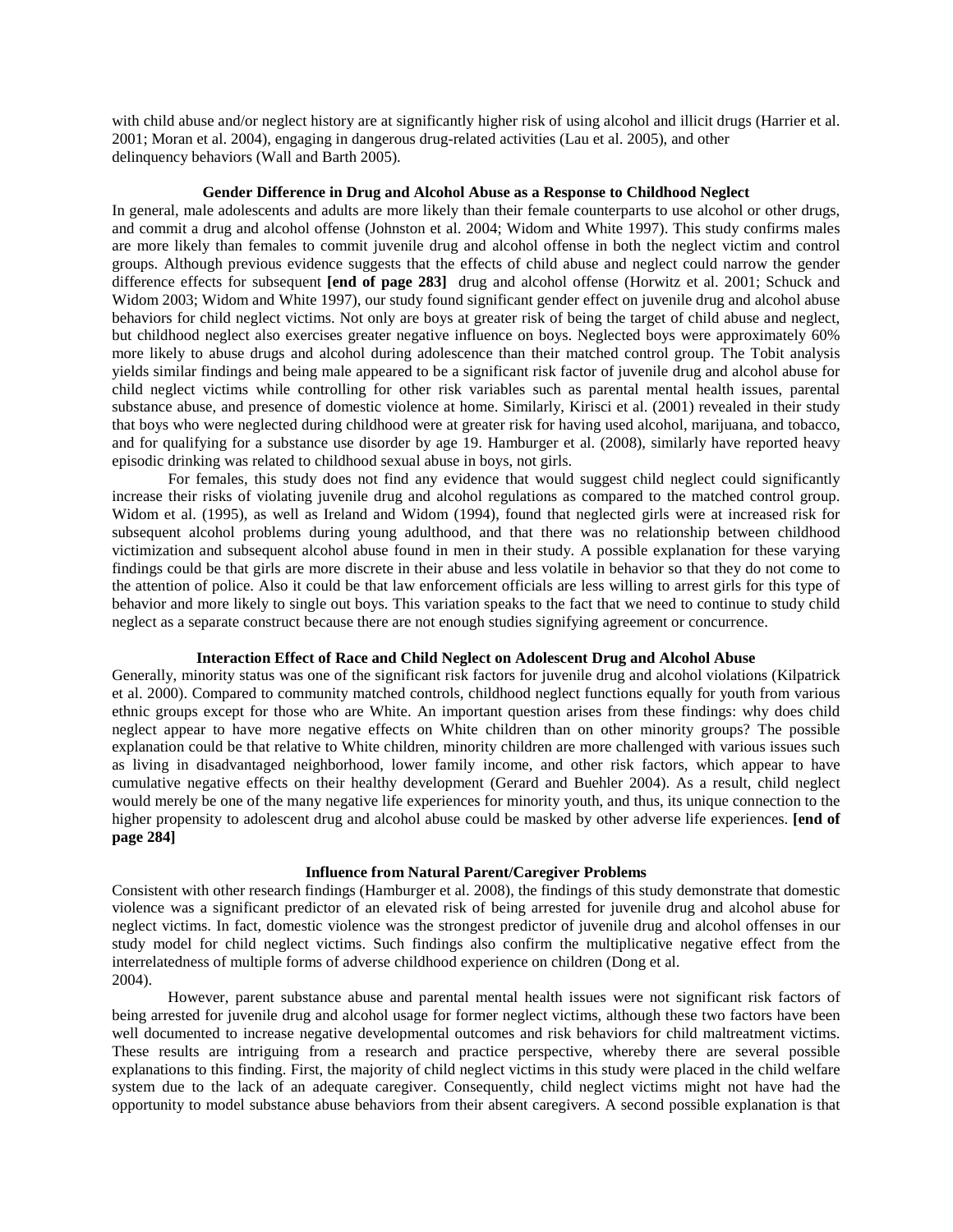with child abuse and/or neglect history are at significantly higher risk of using alcohol and illicit drugs (Harrier et al. 2001; Moran et al. 2004), engaging in dangerous drug-related activities (Lau et al. 2005), and other delinquency behaviors (Wall and Barth 2005).

### Gender Difference in Drug and Alcohol Abuse as a Response to Childhood Neglect

In general, male adolescents and adults are more likely than their female counterparts to use alcohol or other drugs, and commit a drug and alcohol offense (Johnston et al. 2004; Widom and White 1997). This study confirms males are more likely than females to commit juvenile drug and alcohol offense in both the neglect victim and control groups. Although previous evidence suggests that the effects of child abuse and neglect could narrow the gender difference effects for subsequent **[end of page 283]** drug and alcohol offense (Horwitz et al. 2001; Schuck and Widom 2003; Widom and White 1997), our study found significant gender effect on juvenile drug and alcohol abuse behaviors for child neglect victims. Not only are boys at greater risk of being the target of child abuse and neglect, but childhood neglect also exercises greater negative influence on boys. Neglected boys were approximately 60% more likely to abuse drugs and alcohol during adolescence than their matched control group. The Tobit analysis yields similar findings and being male appeared to be a significant risk factor of juvenile drug and alcohol abuse for child neglect victims while controlling for other risk variables such as parental mental health issues, parental substance abuse, and presence of domestic violence at home. Similarly, Kirisci et al. (2001) revealed in their study that boys who were neglected during childhood were at greater risk for having used alcohol, marijuana, and tobacco, and for qualifying for a substance use disorder by age 19. Hamburger et al. (2008), similarly have reported heavy episodic drinking was related to childhood sexual abuse in boys, not girls.

For females, this study does not find any evidence that would suggest child neglect could significantly increase their risks of violating juvenile drug and alcohol regulations as compared to the matched control group. Widom et al. (1995), as well as Ireland and Widom (1994), found that neglected girls were at increased risk for subsequent alcohol problems during young adulthood, and that there was no relationship between childhood victimization and subsequent alcohol abuse found in men in their study. A possible explanation for these varying findings could be that girls are more discrete in their abuse and less volatile in behavior so that they do not come to the attention of police. Also it could be that law enforcement officials are less willing to arrest girls for this type of behavior and more likely to single out boys. This variation speaks to the fact that we need to continue to study child neglect as a separate construct because there are not enough studies signifying agreement or concurrence.

### Interaction Effect of Race and Child Neglect on Adolescent Drug and Alcohol Abuse

Generally, minority status was one of the significant risk factors for juvenile drug and alcohol violations (Kilpatrick et al. 2000). Compared to community matched controls, childhood neglect functions equally for youth from various ethnic groups except for those who are White. An important question arises from these findings: why does child neglect appear to have more negative effects on White children than on other minority groups? The possible explanation could be that relative to White children, minority children are more challenged with various issues such as living in disadvantaged neighborhood, lower family income, and other risk factors, which appear to have cumulative negative effects on their healthy development (Gerard and Buehler 2004). As a result, child neglect would merely be one of the many negative life experiences for minority youth, and thus, its unique connection to the higher propensity to adolescent drug and alcohol abuse could be masked by other adverse life experiences. **[end of page 284]**

### Influence from Natural Parent/Caregiver Problems

Consistent with other research findings (Hamburger et al. 2008), the findings of this study demonstrate that domestic violence was a significant predictor of an elevated risk of being arrested for juvenile drug and alcohol abuse for neglect victims. In fact, domestic violence was the strongest predictor of juvenile drug and alcohol offenses in our study model for child neglect victims. Such findings also confirm the multiplicative negative effect from the interrelatedness of multiple forms of adverse childhood experience on children (Dong et al. 2004).

However, parent substance abuse and parental mental health issues were not significant risk factors of being arrested for juvenile drug and alcohol usage for former neglect victims, although these two factors have been well documented to increase negative developmental outcomes and risk behaviors for child maltreatment victims. These results are intriguing from a research and practice perspective, whereby there are several possible explanations to this finding. First, the majority of child neglect victims in this study were placed in the child welfare system due to the lack of an adequate caregiver. Consequently, child neglect victims might not have had the opportunity to model substance abuse behaviors from their absent caregivers. A second possible explanation is that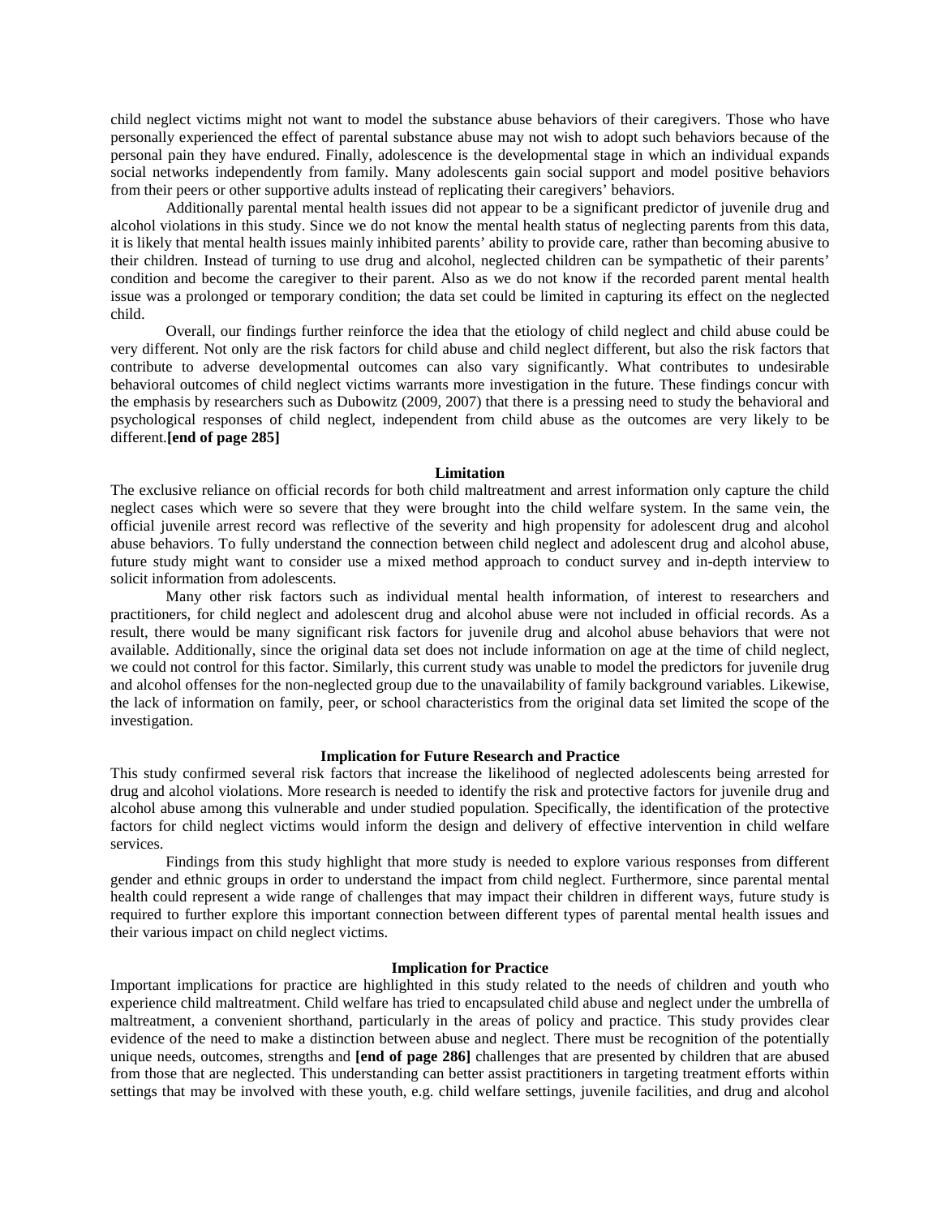child neglect victims might not want to model the substance abuse behaviors of their caregivers. Those who have personally experienced the effect of parental substance abuse may not wish to adopt such behaviors because of the personal pain they have endured. Finally, adolescence is the developmental stage in which an individual expands social networks independently from family. Many adolescents gain social support and model positive behaviors from their peers or other supportive adults instead of replicating their caregivers' behaviors.

Additionally parental mental health issues did not appear to be a significant predictor of juvenile drug and alcohol violations in this study. Since we do not know the mental health status of neglecting parents from this data, it is likely that mental health issues mainly inhibited parents' ability to provide care, rather than becoming abusive to their children. Instead of turning to use drug and alcohol, neglected children can be sympathetic of their parents' condition and become the caregiver to their parent. Also as we do not know if the recorded parent mental health issue was a prolonged or temporary condition; the data set could be limited in capturing its effect on the neglected child.

Overall, our findings further reinforce the idea that the etiology of child neglect and child abuse could be very different. Not only are the risk factors for child abuse and child neglect different, but also the risk factors that contribute to adverse developmental outcomes can also vary significantly. What contributes to undesirable behavioral outcomes of child neglect victims warrants more investigation in the future. These findings concur with the emphasis by researchers such as Dubowitz (2009, 2007) that there is a pressing need to study the behavioral and psychological responses of child neglect, independent from child abuse as the outcomes are very likely to be different.**[end of page 285]**

## Limitation

The exclusive reliance on official records for both child maltreatment and arrest information only capture the child neglect cases which were so severe that they were brought into the child welfare system. In the same vein, the official juvenile arrest record was reflective of the severity and high propensity for adolescent drug and alcohol abuse behaviors. To fully understand the connection between child neglect and adolescent drug and alcohol abuse, future study might want to consider use a mixed method approach to conduct survey and in-depth interview to solicit information from adolescents.

Many other risk factors such as individual mental health information, of interest to researchers and practitioners, for child neglect and adolescent drug and alcohol abuse were not included in official records. As a result, there would be many significant risk factors for juvenile drug and alcohol abuse behaviors that were not available. Additionally, since the original data set does not include information on age at the time of child neglect, we could not control for this factor. Similarly, this current study was unable to model the predictors for juvenile drug and alcohol offenses for the non-neglected group due to the unavailability of family background variables. Likewise, the lack of information on family, peer, or school characteristics from the original data set limited the scope of the investigation.

## Implication for Future Research and Practice

This study confirmed several risk factors that increase the likelihood of neglected adolescents being arrested for drug and alcohol violations. More research is needed to identify the risk and protective factors for juvenile drug and alcohol abuse among this vulnerable and under studied population. Specifically, the identification of the protective factors for child neglect victims would inform the design and delivery of effective intervention in child welfare services.

Findings from this study highlight that more study is needed to explore various responses from different gender and ethnic groups in order to understand the impact from child neglect. Furthermore, since parental mental health could represent a wide range of challenges that may impact their children in different ways, future study is required to further explore this important connection between different types of parental mental health issues and their various impact on child neglect victims.

## Implication for Practice

Important implications for practice are highlighted in this study related to the needs of children and youth who experience child maltreatment. Child welfare has tried to encapsulated child abuse and neglect under the umbrella of maltreatment, a convenient shorthand, particularly in the areas of policy and practice. This study provides clear evidence of the need to make a distinction between abuse and neglect. There must be recognition of the potentially unique needs, outcomes, strengths and **[end of page 286]** challenges that are presented by children that are abused from those that are neglected. This understanding can better assist practitioners in targeting treatment efforts within settings that may be involved with these youth, e.g. child welfare settings, juvenile facilities, and drug and alcohol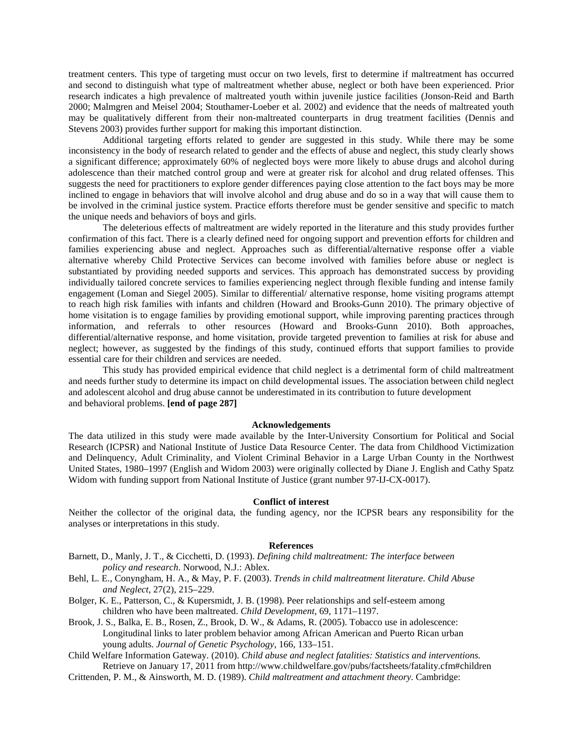treatment centers. This type of targeting must occur on two levels, first to determine if maltreatment has occurred and second to distinguish what type of maltreatment whether abuse, neglect or both have been experienced. Prior research indicates a high prevalence of maltreated youth within juvenile justice facilities (Jonson-Reid and Barth 2000; Malmgren and Meisel 2004; Stouthamer-Loeber et al. 2002) and evidence that the needs of maltreated youth may be qualitatively different from their non-maltreated counterparts in drug treatment facilities (Dennis and Stevens 2003) provides further support for making this important distinction.

Additional targeting efforts related to gender are suggested in this study. While there may be some inconsistency in the body of research related to gender and the effects of abuse and neglect, this study clearly shows a significant difference; approximately 60% of neglected boys were more likely to abuse drugs and alcohol during adolescence than their matched control group and were at greater risk for alcohol and drug related offenses. This suggests the need for practitioners to explore gender differences paying close attention to the fact boys may be more inclined to engage in behaviors that will involve alcohol and drug abuse and do so in a way that will cause them to be involved in the criminal justice system. Practice efforts therefore must be gender sensitive and specific to match the unique needs and behaviors of boys and girls.

The deleterious effects of maltreatment are widely reported in the literature and this study provides further confirmation of this fact. There is a clearly defined need for ongoing support and prevention efforts for children and families experiencing abuse and neglect. Approaches such as differential/alternative response offer a viable alternative whereby Child Protective Services can become involved with families before abuse or neglect is substantiated by providing needed supports and services. This approach has demonstrated success by providing individually tailored concrete services to families experiencing neglect through flexible funding and intense family engagement (Loman and Siegel 2005). Similar to differential/ alternative response, home visiting programs attempt to reach high risk families with infants and children (Howard and Brooks-Gunn 2010). The primary objective of home visitation is to engage families by providing emotional support, while improving parenting practices through information, and referrals to other resources (Howard and Brooks-Gunn 2010). Both approaches, differential/alternative response, and home visitation, provide targeted prevention to families at risk for abuse and neglect; however, as suggested by the findings of this study, continued efforts that support families to provide essential care for their children and services are needed.

This study has provided empirical evidence that child neglect is a detrimental form of child maltreatment and needs further study to determine its impact on child developmental issues. The association between child neglect and adolescent alcohol and drug abuse cannot be underestimated in its contribution to future development and behavioral problems. **[end of page 287]**

## Acknowledgements

The data utilized in this study were made available by the Inter-University Consortium for Political and Social Research (ICPSR) and National Institute of Justice Data Resource Center. The data from Childhood Victimization and Delinquency, Adult Criminality, and Violent Criminal Behavior in a Large Urban County in the Northwest United States, 1980–1997 (English and Widom 2003) were originally collected by Diane J. English and Cathy Spatz Widom with funding support from National Institute of Justice (grant number 97-IJ-CX-0017).

## Conflict of interest

Neither the collector of the original data, the funding agency, nor the ICPSR bears any responsibility for the analyses or interpretations in this study.

## References

Barnett, D., Manly, J. T., & Cicchetti, D. (1993). *Defining child maltreatment: The interface between policy and research*. Norwood, N.J.: Ablex.

Behl, L. E., Conyngham, H. A., & May, P. F. (2003). *Trends in child maltreatment literature. Child Abuse and Neglect*, 27(2), 215–229.

Bolger, K. E., Patterson, C., & Kupersmidt, J. B. (1998). Peer relationships and self-esteem among children who have been maltreated. *Child Development*, 69, 1171–1197.

Brook, J. S., Balka, E. B., Rosen, Z., Brook, D. W., & Adams, R. (2005). Tobacco use in adolescence: Longitudinal links to later problem behavior among African American and Puerto Rican urban young adults. *Journal of Genetic Psychology*, 166, 133–151.

Child Welfare Information Gateway. (2010). *Child abuse and neglect fatalities: Statistics and interventions.* Retrieve on January 17, 2011 from http://www.childwelfare.gov/pubs/factsheets/fatality.cfm#children

Crittenden, P. M., & Ainsworth, M. D. (1989). *Child maltreatment and attachment theory*. Cambridge: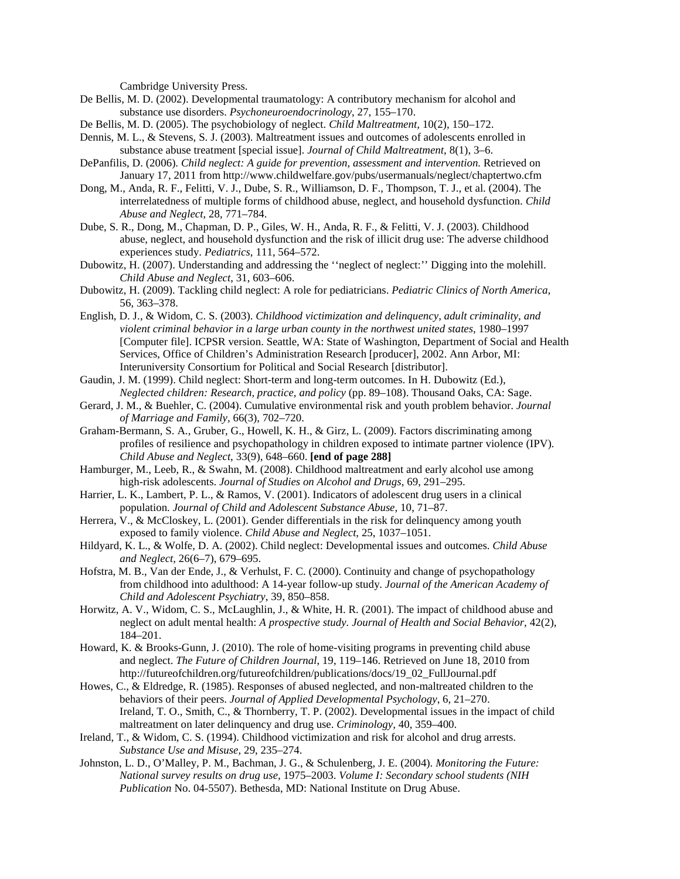Cambridge University Press.

De Bellis, M. D. (2002). Developmental traumatology: A contributory mechanism for alcohol and substance use disorders. *Psychoneuroendocrinology*, 27, 155–170.

De Bellis, M. D. (2005). The psychobiology of neglect. *Child Maltreatment,* 10(2), 150–172.

Dennis, M. L., & Stevens, S. J. (2003). Maltreatment issues and outcomes of adolescents enrolled in substance abuse treatment [special issue]. *Journal of Child Maltreatment*, 8(1), 3–6.

DePanfilis, D. (2006). *Child neglect: A guide for prevention, assessment and intervention.* Retrieved on January 17, 2011 from http://www.childwelfare.gov/pubs/usermanuals/neglect/chaptertwo.cfm

Dong, M., Anda, R. F., Felitti, V. J., Dube, S. R., Williamson, D. F., Thompson, T. J., et al. (2004). The interrelatedness of multiple forms of childhood abuse, neglect, and household dysfunction. *Child Abuse and Neglect*, 28, 771–784.

Dube, S. R., Dong, M., Chapman, D. P., Giles, W. H., Anda, R. F., & Felitti, V. J. (2003). Childhood abuse, neglect, and household dysfunction and the risk of illicit drug use: The adverse childhood experiences study. *Pediatrics*, 111, 564–572.

Dubowitz, H. (2007). Understanding and addressing the ''neglect of neglect:'' Digging into the molehill. *Child Abuse and Neglect*, 31, 603–606.

Dubowitz, H. (2009). Tackling child neglect: A role for pediatricians. *Pediatric Clinics of North America,* 56, 363–378.

English, D. J., & Widom, C. S. (2003). *Childhood victimization and delinquency, adult criminality, and violent criminal behavior in a large urban county in the northwest united states,* 1980–1997 [Computer file]. ICPSR version. Seattle, WA: State of Washington, Department of Social and Health Services, Office of Children's Administration Research [producer], 2002. Ann Arbor, MI: Interuniversity Consortium for Political and Social Research [distributor].

Gaudin, J. M. (1999). Child neglect: Short-term and long-term outcomes. In H. Dubowitz (Ed.), *Neglected children: Research, practice, and policy* (pp. 89–108). Thousand Oaks, CA: Sage.

Gerard, J. M., & Buehler, C. (2004). Cumulative environmental risk and youth problem behavior. *Journal of Marriage and Family,* 66(3), 702–720.

Graham-Bermann, S. A., Gruber, G., Howell, K. H., & Girz, L. (2009). Factors discriminating among profiles of resilience and psychopathology in children exposed to intimate partner violence (IPV). *Child Abuse and Neglect*, 33(9), 648–660. **[end of page 288]**

Hamburger, M., Leeb, R., & Swahn, M. (2008). Childhood maltreatment and early alcohol use among high-risk adolescents. *Journal of Studies on Alcohol and Drugs*, 69, 291–295.

Harrier, L. K., Lambert, P. L., & Ramos, V. (2001). Indicators of adolescent drug users in a clinical population. *Journal of Child and Adolescent Substance Abuse,* 10, 71–87.

Herrera, V., & McCloskey, L. (2001). Gender differentials in the risk for delinquency among youth exposed to family violence. *Child Abuse and Neglect*, 25, 1037–1051.

Hildyard, K. L., & Wolfe, D. A. (2002). Child neglect: Developmental issues and outcomes. *Child Abuse and Neglect,* 26(6–7), 679–695.

Hofstra, M. B., Van der Ende, J., & Verhulst, F. C. (2000). Continuity and change of psychopathology from childhood into adulthood: A 14-year follow-up study. *Journal of the American Academy of Child and Adolescent Psychiatry*, 39, 850–858.

Horwitz, A. V., Widom, C. S., McLaughlin, J., & White, H. R. (2001). The impact of childhood abuse and neglect on adult mental health: *A prospective study. Journal of Health and Social Behavior*, 42(2), 184–201.

Howard, K. & Brooks-Gunn, J. (2010). The role of home-visiting programs in preventing child abuse and neglect. *The Future of Children Journal*, 19, 119–146. Retrieved on June 18, 2010 from http://futureofchildren.org/futureofchildren/publications/docs/19_02_FullJournal.pdf

Howes, C., & Eldredge, R. (1985). Responses of abused neglected, and non-maltreated children to the behaviors of their peers. *Journal of Applied Developmental Psychology*, 6, 21–270. Ireland, T. O., Smith, C., & Thornberry, T. P. (2002). Developmental issues in the impact of child maltreatment on later delinquency and drug use. *Criminology*, 40, 359–400.

Ireland, T., & Widom, C. S. (1994). Childhood victimization and risk for alcohol and drug arrests. *Substance Use and Misuse*, 29, 235–274.

Johnston, L. D., O'Malley, P. M., Bachman, J. G., & Schulenberg, J. E. (2004). *Monitoring the Future: National survey results on drug use,* 1975–2003. *Volume I: Secondary school students (NIH Publication* No. 04-5507). Bethesda, MD: National Institute on Drug Abuse.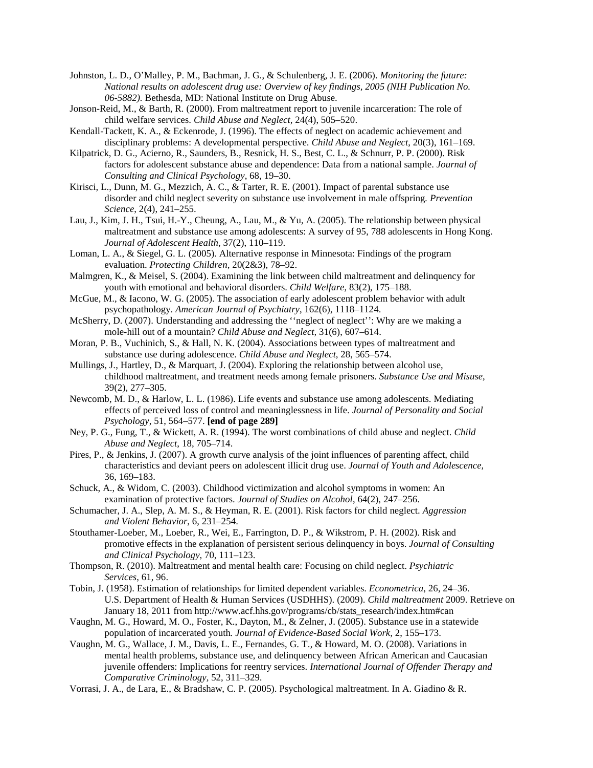Johnston, L. D., O'Malley, P. M., Bachman, J. G., & Schulenberg, J. E. (2006). *Monitoring the future: National results on adolescent drug use: Overview of key findings, 2005 (NIH Publication No. 06-5882).* Bethesda, MD: National Institute on Drug Abuse.

Jonson-Reid, M., & Barth, R. (2000). From maltreatment report to juvenile incarceration: The role of child welfare services. *Child Abuse and Neglect,* 24(4), 505–520.

Kendall-Tackett, K. A., & Eckenrode, J. (1996). The effects of neglect on academic achievement and disciplinary problems: A developmental perspective. *Child Abuse and Neglect*, 20(3), 161–169.

Kilpatrick, D. G., Acierno, R., Saunders, B., Resnick, H. S., Best, C. L., & Schnurr, P. P. (2000). Risk factors for adolescent substance abuse and dependence: Data from a national sample. *Journal of Consulting and Clinical Psychology,* 68, 19–30.

Kirisci, L., Dunn, M. G., Mezzich, A. C., & Tarter, R. E. (2001). Impact of parental substance use disorder and child neglect severity on substance use involvement in male offspring. *Prevention Science*, 2(4), 241–255.

Lau, J., Kim, J. H., Tsui, H.-Y., Cheung, A., Lau, M., & Yu, A. (2005). The relationship between physical maltreatment and substance use among adolescents: A survey of 95, 788 adolescents in Hong Kong. *Journal of Adolescent Health,* 37(2), 110–119.

Loman, L. A., & Siegel, G. L. (2005). Alternative response in Minnesota: Findings of the program evaluation. *Protecting Children,* 20(2&3), 78–92.

Malmgren, K., & Meisel, S. (2004). Examining the link between child maltreatment and delinquency for youth with emotional and behavioral disorders. *Child Welfare*, 83(2), 175–188.

McGue, M., & Iacono, W. G. (2005). The association of early adolescent problem behavior with adult psychopathology. *American Journal of Psychiatry*, 162(6), 1118–1124.

McSherry, D. (2007). Understanding and addressing the ''neglect of neglect'': Why are we making a mole-hill out of a mountain? *Child Abuse and Neglect,* 31(6), 607–614.

Moran, P. B., Vuchinich, S., & Hall, N. K. (2004). Associations between types of maltreatment and substance use during adolescence. *Child Abuse and Neglect*, 28, 565–574.

Mullings, J., Hartley, D., & Marquart, J. (2004). Exploring the relationship between alcohol use, childhood maltreatment, and treatment needs among female prisoners. *Substance Use and Misuse*, 39(2), 277–305.

Newcomb, M. D., & Harlow, L. L. (1986). Life events and substance use among adolescents. Mediating effects of perceived loss of control and meaninglessness in life. *Journal of Personality and Social Psychology*, 51, 564–577. **[end of page 289]**

Ney, P. G., Fung, T., & Wickett, A. R. (1994). The worst combinations of child abuse and neglect. *Child Abuse and Neglect*, 18, 705–714.

Pires, P., & Jenkins, J. (2007). A growth curve analysis of the joint influences of parenting affect, child characteristics and deviant peers on adolescent illicit drug use. *Journal of Youth and Adolescence,* 36, 169–183.

Schuck, A., & Widom, C. (2003). Childhood victimization and alcohol symptoms in women: An examination of protective factors. *Journal of Studies on Alcohol*, 64(2), 247–256.

Schumacher, J. A., Slep, A. M. S., & Heyman, R. E. (2001). Risk factors for child neglect. *Aggression and Violent Behavior,* 6, 231–254.

Stouthamer-Loeber, M., Loeber, R., Wei, E., Farrington, D. P., & Wikstrom, P. H. (2002). Risk and promotive effects in the explanation of persistent serious delinquency in boys. *Journal of Consulting and Clinical Psychology,* 70, 111–123.

Thompson, R. (2010). Maltreatment and mental health care: Focusing on child neglect. *Psychiatric Services,* 61, 96.

Tobin, J. (1958). Estimation of relationships for limited dependent variables. *Econometrica*, 26, 24–36. U.S. Department of Health & Human Services (USDHHS). (2009). *Child maltreatment* 2009. Retrieve on January 18, 2011 from http://www.acf.hhs.gov/programs/cb/stats_research/index.htm#can

Vaughn, M. G., Howard, M. O., Foster, K., Dayton, M., & Zelner, J. (2005). Substance use in a statewide population of incarcerated youth*. Journal of Evidence-Based Social Work,* 2, 155–173.

Vaughn, M. G., Wallace, J. M., Davis, L. E., Fernandes, G. T., & Howard, M. O. (2008). Variations in mental health problems, substance use, and delinquency between African American and Caucasian juvenile offenders: Implications for reentry services. *International Journal of Offender Therapy and Comparative Criminology,* 52, 311–329.

Vorrasi, J. A., de Lara, E., & Bradshaw, C. P. (2005). Psychological maltreatment. In A. Giadino & R.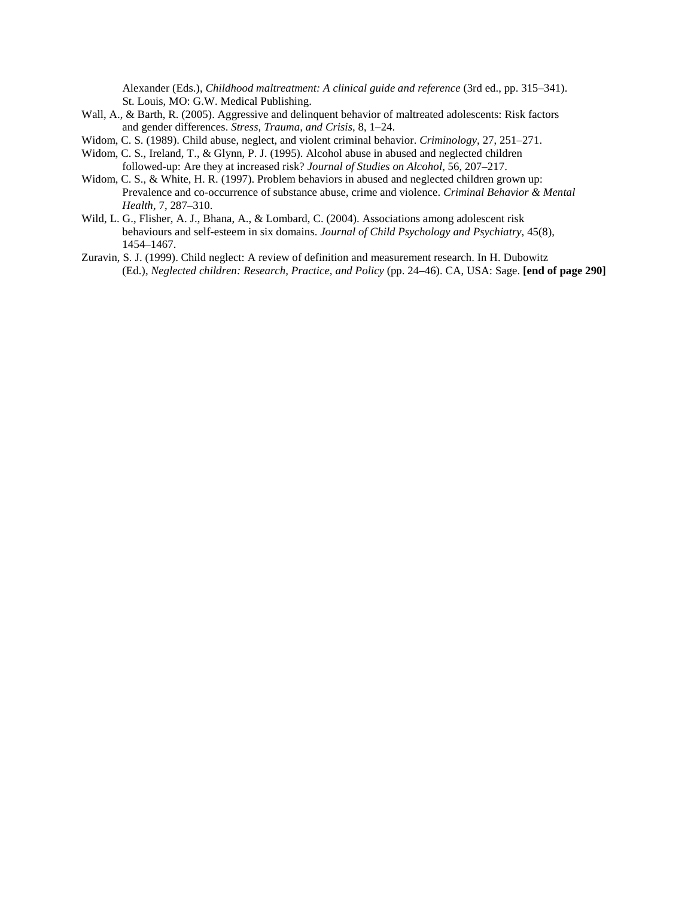Alexander (Eds.), *Childhood maltreatment: A clinical guide and reference* (3rd ed., pp. 315–341). St. Louis, MO: G.W. Medical Publishing.

Wall, A., & Barth, R. (2005). Aggressive and delinquent behavior of maltreated adolescents: Risk factors and gender differences. *Stress, Trauma, and Crisis*, 8, 1–24.

Widom, C. S. (1989). Child abuse, neglect, and violent criminal behavior. *Criminology*, 27, 251–271.

Widom, C. S., Ireland, T., & Glynn, P. J. (1995). Alcohol abuse in abused and neglected children followed-up: Are they at increased risk? *Journal of Studies on Alcohol*, 56, 207–217.

Widom, C. S., & White, H. R. (1997). Problem behaviors in abused and neglected children grown up: Prevalence and co-occurrence of substance abuse, crime and violence. *Criminal Behavior & Mental Health*, 7, 287–310.

Wild, L. G., Flisher, A. J., Bhana, A., & Lombard, C. (2004). Associations among adolescent risk behaviours and self-esteem in six domains. *Journal of Child Psychology and Psychiatry*, 45(8), 1454–1467.

Zuravin, S. J. (1999). Child neglect: A review of definition and measurement research. In H. Dubowitz (Ed.), *Neglected children: Research, Practice, and Policy* (pp. 24–46). CA, USA: Sage. **[end of page 290]**